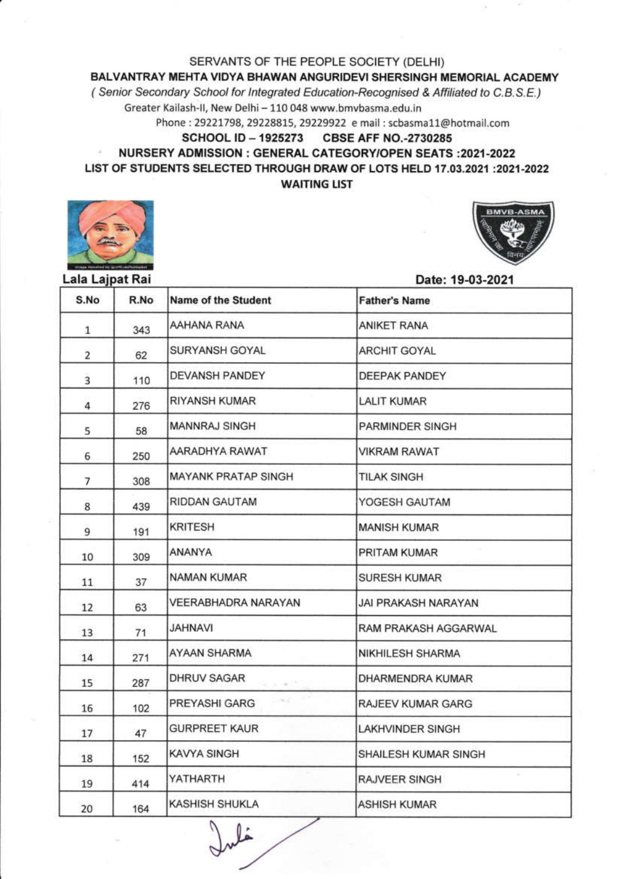SERVANTS OF THE PEOPLE SOCIETY (DELHI)

**BALVANTRAY MEHTA VIDYA BHAWAN ANGURIDEVI SHERSINGH MEMORIAL ACADEMY**

*( Senior Secondary School for Integrated Education-Recognised & Affiliated to C.B.S.E.)*

Greater Kailash-II, New Delhi – 110 048 www.bmvbasma.edu.in

Phone : 29221798, 29228815, 29229922 e mail : scbasma11@hotmail.com

**SCHOOL ID – 1925273 CBSE AFF NO.-2730285**

**NURSERY ADMISSION : GENERAL CATEGORY/OPEN SEATS :2021-2022**

**LIST OF STUDENTS SELECTED THROUGH DRAW OF LOTS HELD 17.03.2021 :2021-2022**

**WAITING LIST**

Lala Lajpat Rai

**Date: 19-03-2021**

| S.No | R.No | Name of the Student | Father's Name |
|---|---|---|---|
| 1 | 343 | AAHANA RANA | ANIKET RANA |
| 2 | 62 | SURYANSH GOYAL | ARCHIT GOYAL |
| 3 | 110 | DEVANSH PANDEY | DEEPAK PANDEY |
| 4 | 276 | RIYANSH KUMAR | LALIT KUMAR |
| 5 | 58 | MANNRAJ SINGH | PARMINDER SINGH |
| 6 | 250 | AARADHYA RAWAT | VIKRAM RAWAT |
| 7 | 308 | MAYANK PRATAP SINGH | TILAK SINGH |
| 8 | 439 | RIDDAN GAUTAM | YOGESH GAUTAM |
| 9 | 191 | KRITESH | MANISH KUMAR |
| 10 | 309 | ANANYA | PRITAM KUMAR |
| 11 | 37 | NAMAN KUMAR | SURESH KUMAR |
| 12 | 63 | VEERABHADRA NARAYAN | JAI PRAKASH NARAYAN |
| 13 | 71 | JAHNAVI | RAM PRAKASH AGGARWAL |
| 14 | 271 | AYAAN SHARMA | NIKHILESH SHARMA |
| 15 | 287 | DHRUV SAGAR | DHARMENDRA KUMAR |
| 16 | 102 | PREYASHI GARG | RAJEEV KUMAR GARG |
| 17 | 47 | GURPREET KAUR | LAKHVINDER SINGH |
| 18 | 152 | KAVYA SINGH | SHAILESH KUMAR SINGH |
| 19 | 414 | YATHARTH | RAJVEER SINGH |
| 20 | 164 | KASHISH SHUKLA | ASHISH KUMAR |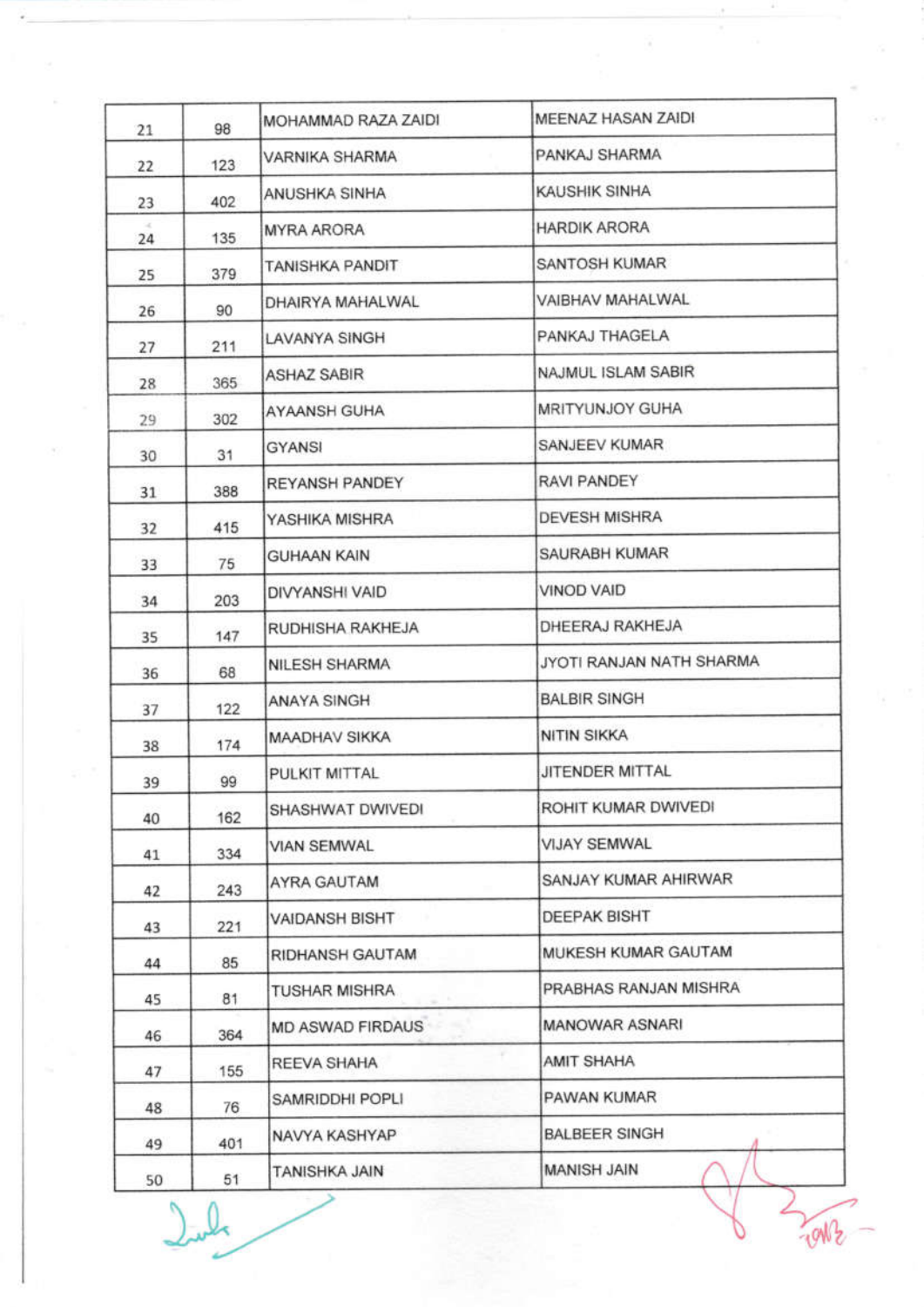| | | | |
|---|---|---|---|
| 21 | 98 | MOHAMMAD RAZA ZAIDI | MEENAZ HASAN ZAIDI |
| 22 | 123 | VARNIKA SHARMA | PANKAJ SHARMA |
| 23 | 402 | ANUSHKA SINHA | KAUSHIK SINHA |
| 24 | 135 | MYRA ARORA | HARDIK ARORA |
| 25 | 379 | TANISHKA PANDIT | SANTOSH KUMAR |
| 26 | 90 | DHAIRYA MAHALWAL | VAIBHAV MAHALWAL |
| 27 | 211 | LAVANYA SINGH | PANKAJ THAGELA |
| 28 | 365 | ASHAZ SABIR | NAJMUL ISLAM SABIR |
| 29 | 302 | AYAANSH GUHA | MRITYUNJOY GUHA |
| 30 | 31 | GYANSI | SANJEEV KUMAR |
| 31 | 388 | REYANSH PANDEY | RAVI PANDEY |
| 32 | 415 | YASHIKA MISHRA | DEVESH MISHRA |
| 33 | 75 | GUHAAN KAIN | SAURABH KUMAR |
| 34 | 203 | DIVYANSHI VAID | VINOD VAID |
| 35 | 147 | RUDHISHA RAKHEJA | DHEERAJ RAKHEJA |
| 36 | 68 | NILESH SHARMA | JYOTI RANJAN NATH SHARMA |
| 37 | 122 | ANAYA SINGH | BALBIR SINGH |
| 38 | 174 | MAADHAV SIKKA | NITIN SIKKA |
| 39 | 99 | PULKIT MITTAL | JITENDER MITTAL |
| 40 | 162 | SHASHWAT DWIVEDI | ROHIT KUMAR DWIVEDI |
| 41 | 334 | VIAN SEMWAL | VIJAY SEMWAL |
| 42 | 243 | AYRA GAUTAM | SANJAY KUMAR AHIRWAR |
| 43 | 221 | VAIDANSH BISHT | DEEPAK BISHT |
| 44 | 85 | RIDHANSH GAUTAM | MUKESH KUMAR GAUTAM |
| 45 | 81 | TUSHAR MISHRA | PRABHAS RANJAN MISHRA |
| 46 | 364 | MD ASWAD FIRDAUS | MANOWAR ASNARI |
| 47 | 155 | REEVA SHAHA | AMIT SHAHA |
| 48 | 76 | SAMRIDDHI POPLI | PAWAN KUMAR |
| 49 | 401 | NAVYA KASHYAP | BALBEER SINGH |
| 50 | 51 | TANISHKA JAIN | MANISH JAIN |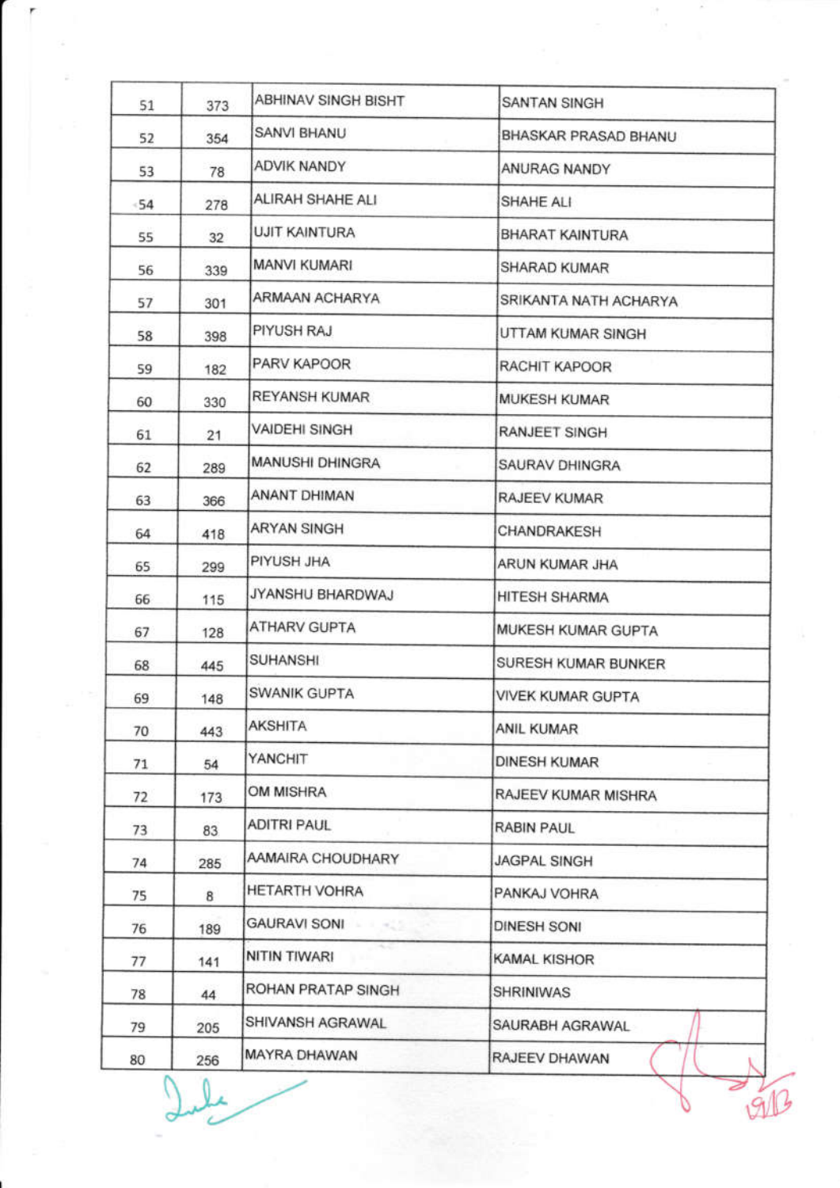| | | | |
|---|---|---|---|
| 51 | 373 | ABHINAV SINGH BISHT | SANTAN SINGH |
| 52 | 354 | SANVI BHANU | BHASKAR PRASAD BHANU |
| 53 | 78 | ADVIK NANDY | ANURAG NANDY |
| 54 | 278 | ALIRAH SHAHE ALI | SHAHE ALI |
| 55 | 32 | UJIT KAINTURA | BHARAT KAINTURA |
| 56 | 339 | MANVI KUMARI | SHARAD KUMAR |
| 57 | 301 | ARMAAN ACHARYA | SRIKANTA NATH ACHARYA |
| 58 | 398 | PIYUSH RAJ | UTTAM KUMAR SINGH |
| 59 | 182 | PARV KAPOOR | RACHIT KAPOOR |
| 60 | 330 | REYANSH KUMAR | MUKESH KUMAR |
| 61 | 21 | VAIDEHI SINGH | RANJEET SINGH |
| 62 | 289 | MANUSHI DHINGRA | SAURAV DHINGRA |
| 63 | 366 | ANANT DHIMAN | RAJEEV KUMAR |
| 64 | 418 | ARYAN SINGH | CHANDRAKESH |
| 65 | 299 | PIYUSH JHA | ARUN KUMAR JHA |
| 66 | 115 | JYANSHU BHARDWAJ | HITESH SHARMA |
| 67 | 128 | ATHARV GUPTA | MUKESH KUMAR GUPTA |
| 68 | 445 | SUHANSHI | SURESH KUMAR BUNKER |
| 69 | 148 | SWANIK GUPTA | VIVEK KUMAR GUPTA |
| 70 | 443 | AKSHITA | ANIL KUMAR |
| 71 | 54 | YANCHIT | DINESH KUMAR |
| 72 | 173 | OM MISHRA | RAJEEV KUMAR MISHRA |
| 73 | 83 | ADITRI PAUL | RABIN PAUL |
| 74 | 285 | AAMAIRA CHOUDHARY | JAGPAL SINGH |
| 75 | 8 | HETARTH VOHRA | PANKAJ VOHRA |
| 76 | 189 | GAURAVI SONI | DINESH SONI |
| 77 | 141 | NITIN TIWARI | KAMAL KISHOR |
| 78 | 44 | ROHAN PRATAP SINGH | SHRINIWAS |
| 79 | 205 | SHIVANSH AGRAWAL | SAURABH AGRAWAL |
| 80 | 256 | MAYRA DHAWAN | RAJEEV DHAWAN |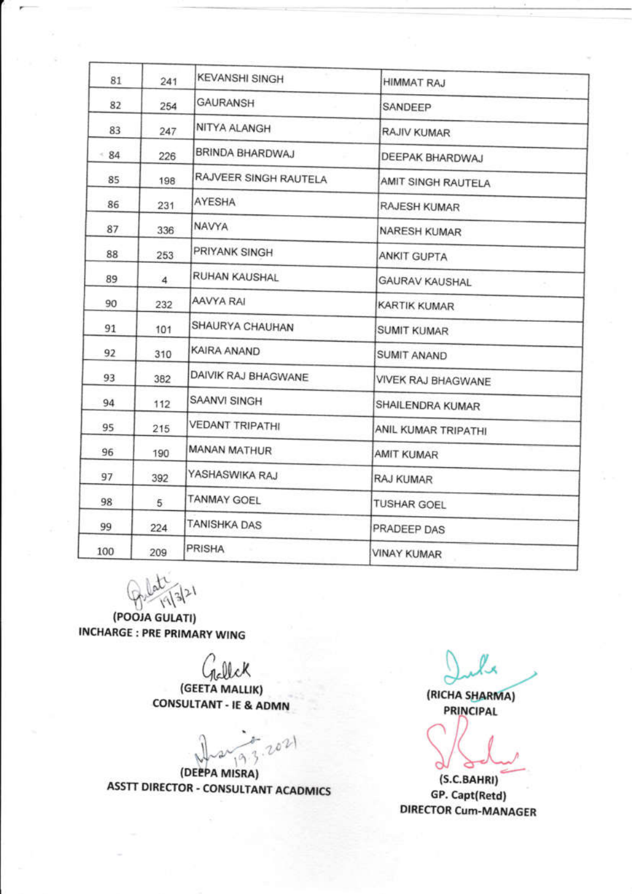| | | | |
|---|---|---|---|
| 81 | 241 | KEVANSHI SINGH | HIMMAT RAJ |
| 82 | 254 | GAURANSH | SANDEEP |
| 83 | 247 | NITYA ALANGH | RAJIV KUMAR |
| 84 | 226 | BRINDA BHARDWAJ | DEEPAK BHARDWAJ |
| 85 | 198 | RAJVEER SINGH RAUTELA | AMIT SINGH RAUTELA |
| 86 | 231 | AYESHA | RAJESH KUMAR |
| 87 | 336 | NAVYA | NARESH KUMAR |
| 88 | 253 | PRIYANK SINGH | ANKIT GUPTA |
| 89 | 4 | RUHAN KAUSHAL | GAURAV KAUSHAL |
| 90 | 232 | AAVYA RAI | KARTIK KUMAR |
| 91 | 101 | SHAURYA CHAUHAN | SUMIT KUMAR |
| 92 | 310 | KAIRA ANAND | SUMIT ANAND |
| 93 | 382 | DAIVIK RAJ BHAGWANE | VIVEK RAJ BHAGWANE |
| 94 | 112 | SAANVI SINGH | SHAILENDRA KUMAR |
| 95 | 215 | VEDANT TRIPATHI | ANIL KUMAR TRIPATHI |
| 96 | 190 | MANAN MATHUR | AMIT KUMAR |
| 97 | 392 | YASHASWIKA RAJ | RAJ KUMAR |
| 98 | 5 | TANMAY GOEL | TUSHAR GOEL |
| 99 | 224 | TANISHKA DAS | PRADEEP DAS |
| 100 | 209 | PRISHA | VINAY KUMAR |

Gulati 19/3/21

**(POOJA GULATI)**
**INCHARGE : PRE PRIMARY WING**

Mallik

**(GEETA MALLIK)**
**CONSULTANT - IE & ADMN**

19.3.2021

**(DEEPA MISRA)**
**ASSTT DIRECTOR - CONSULTANT ACADMICS**

**(RICHA SHARMA)**
**PRINCIPAL**

**(S.C.BAHRI)**
**GP. Capt(Retd)**
**DIRECTOR Cum-MANAGER**